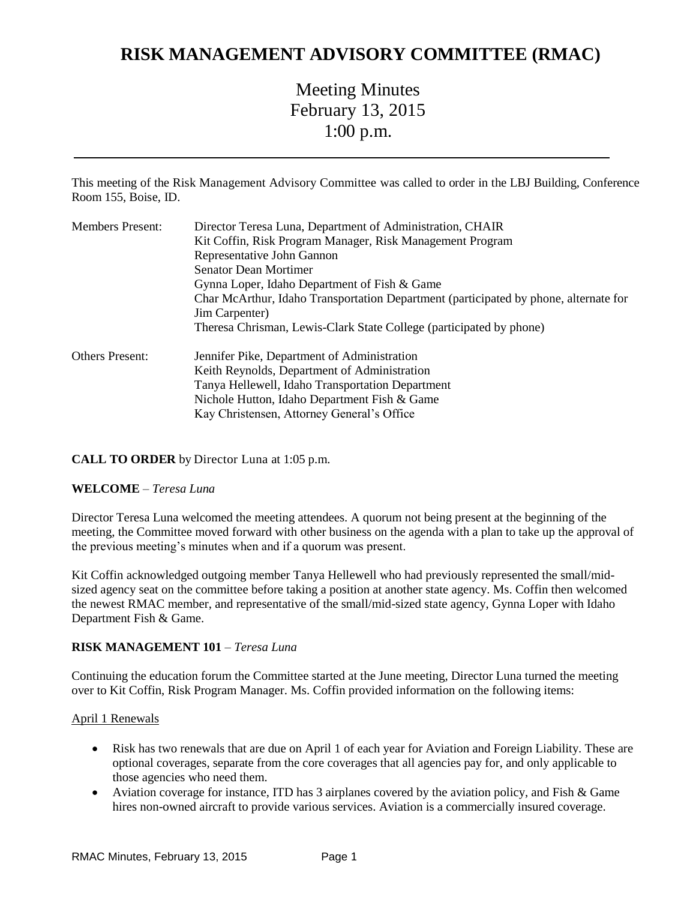# RISK MANAGEMENT ADVISORY COMMITTEE (RMAC)

## Meeting Minutes
## February 13, 2015
## 1:00 p.m.

---

This meeting of the Risk Management Advisory Committee was called to order in the LBJ Building, Conference Room 155, Boise, ID.

| | |
|---|---|
| Members Present: | Director Teresa Luna, Department of Administration, CHAIR<br>Kit Coffin, Risk Program Manager, Risk Management Program<br>Representative John Gannon<br>Senator Dean Mortimer<br>Gynna Loper, Idaho Department of Fish & Game<br>Char McArthur, Idaho Transportation Department (participated by phone, alternate for Jim Carpenter)<br>Theresa Chrisman, Lewis-Clark State College (participated by phone) |
| Others Present: | Jennifer Pike, Department of Administration<br>Keith Reynolds, Department of Administration<br>Tanya Hellewell, Idaho Transportation Department<br>Nichole Hutton, Idaho Department Fish & Game<br>Kay Christensen, Attorney General's Office |

**CALL TO ORDER** by Director Luna at 1:05 p.m.

**WELCOME** – *Teresa Luna*

Director Teresa Luna welcomed the meeting attendees. A quorum not being present at the beginning of the meeting, the Committee moved forward with other business on the agenda with a plan to take up the approval of the previous meeting's minutes when and if a quorum was present.

Kit Coffin acknowledged outgoing member Tanya Hellewell who had previously represented the small/mid-sized agency seat on the committee before taking a position at another state agency. Ms. Coffin then welcomed the newest RMAC member, and representative of the small/mid-sized state agency, Gynna Loper with Idaho Department Fish & Game.

**RISK MANAGEMENT 101** – *Teresa Luna*

Continuing the education forum the Committee started at the June meeting, Director Luna turned the meeting over to Kit Coffin, Risk Program Manager. Ms. Coffin provided information on the following items:

<u>April 1 Renewals</u>

- Risk has two renewals that are due on April 1 of each year for Aviation and Foreign Liability. These are optional coverages, separate from the core coverages that all agencies pay for, and only applicable to those agencies who need them.
- Aviation coverage for instance, ITD has 3 airplanes covered by the aviation policy, and Fish & Game hires non-owned aircraft to provide various services. Aviation is a commercially insured coverage.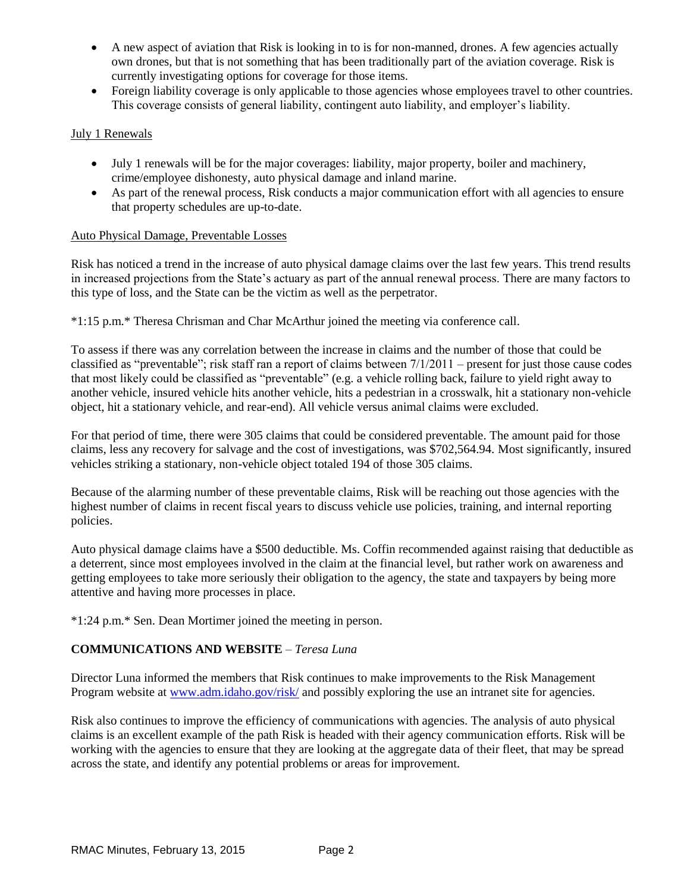- A new aspect of aviation that Risk is looking in to is for non-manned, drones. A few agencies actually own drones, but that is not something that has been traditionally part of the aviation coverage. Risk is currently investigating options for coverage for those items.
- Foreign liability coverage is only applicable to those agencies whose employees travel to other countries. This coverage consists of general liability, contingent auto liability, and employer's liability.

July 1 Renewals

- July 1 renewals will be for the major coverages: liability, major property, boiler and machinery, crime/employee dishonesty, auto physical damage and inland marine.
- As part of the renewal process, Risk conducts a major communication effort with all agencies to ensure that property schedules are up-to-date.

Auto Physical Damage, Preventable Losses

Risk has noticed a trend in the increase of auto physical damage claims over the last few years. This trend results in increased projections from the State's actuary as part of the annual renewal process. There are many factors to this type of loss, and the State can be the victim as well as the perpetrator.

*1:15 p.m.* Theresa Chrisman and Char McArthur joined the meeting via conference call.

To assess if there was any correlation between the increase in claims and the number of those that could be classified as "preventable"; risk staff ran a report of claims between 7/1/2011 – present for just those cause codes that most likely could be classified as "preventable" (e.g. a vehicle rolling back, failure to yield right away to another vehicle, insured vehicle hits another vehicle, hits a pedestrian in a crosswalk, hit a stationary non-vehicle object, hit a stationary vehicle, and rear-end). All vehicle versus animal claims were excluded.

For that period of time, there were 305 claims that could be considered preventable. The amount paid for those claims, less any recovery for salvage and the cost of investigations, was $702,564.94. Most significantly, insured vehicles striking a stationary, non-vehicle object totaled 194 of those 305 claims.

Because of the alarming number of these preventable claims, Risk will be reaching out those agencies with the highest number of claims in recent fiscal years to discuss vehicle use policies, training, and internal reporting policies.

Auto physical damage claims have a $500 deductible. Ms. Coffin recommended against raising that deductible as a deterrent, since most employees involved in the claim at the financial level, but rather work on awareness and getting employees to take more seriously their obligation to the agency, the state and taxpayers by being more attentive and having more processes in place.

*1:24 p.m.* Sen. Dean Mortimer joined the meeting in person.

**COMMUNICATIONS AND WEBSITE** – *Teresa Luna*

Director Luna informed the members that Risk continues to make improvements to the Risk Management Program website at www.adm.idaho.gov/risk/ and possibly exploring the use an intranet site for agencies.

Risk also continues to improve the efficiency of communications with agencies. The analysis of auto physical claims is an excellent example of the path Risk is headed with their agency communication efforts. Risk will be working with the agencies to ensure that they are looking at the aggregate data of their fleet, that may be spread across the state, and identify any potential problems or areas for improvement.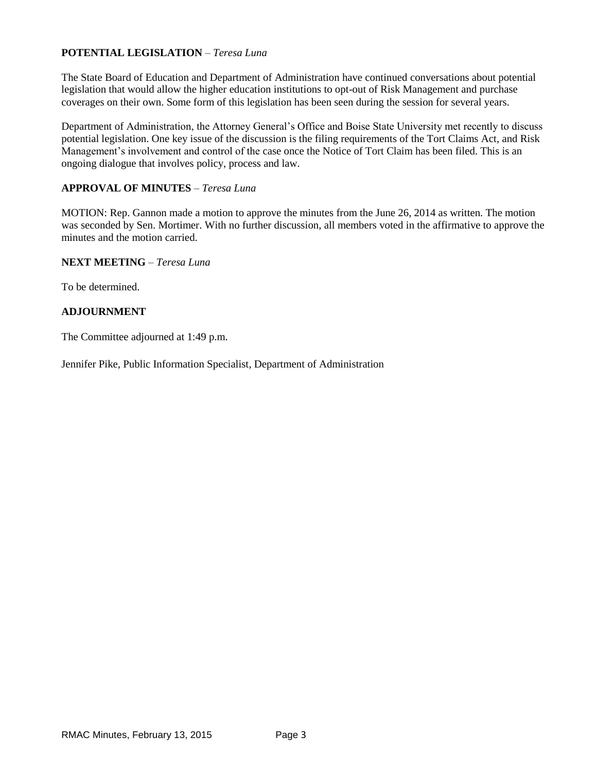**POTENTIAL LEGISLATION** – *Teresa Luna*

The State Board of Education and Department of Administration have continued conversations about potential legislation that would allow the higher education institutions to opt-out of Risk Management and purchase coverages on their own. Some form of this legislation has been seen during the session for several years.

Department of Administration, the Attorney General's Office and Boise State University met recently to discuss potential legislation. One key issue of the discussion is the filing requirements of the Tort Claims Act, and Risk Management's involvement and control of the case once the Notice of Tort Claim has been filed. This is an ongoing dialogue that involves policy, process and law.

**APPROVAL OF MINUTES** – *Teresa Luna*

MOTION: Rep. Gannon made a motion to approve the minutes from the June 26, 2014 as written. The motion was seconded by Sen. Mortimer. With no further discussion, all members voted in the affirmative to approve the minutes and the motion carried.

**NEXT MEETING** – *Teresa Luna*

To be determined.

**ADJOURNMENT**

The Committee adjourned at 1:49 p.m.

Jennifer Pike, Public Information Specialist, Department of Administration